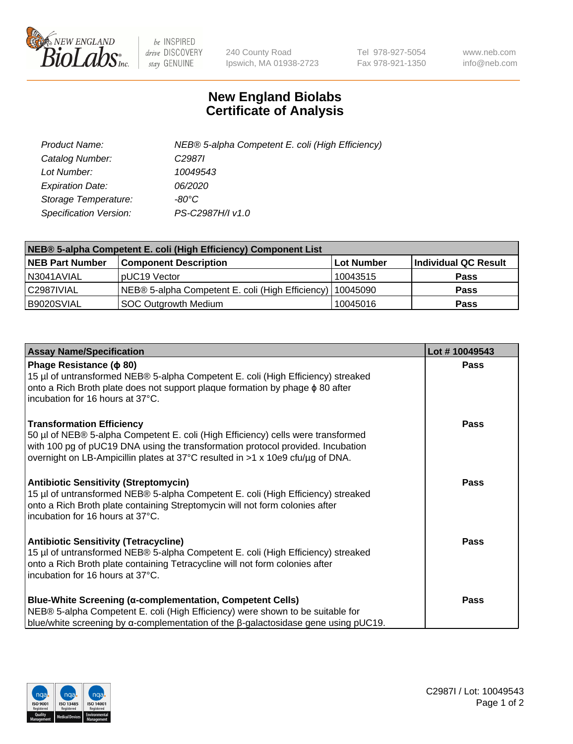# New England Biolabs Certificate of Analysis

| | |
|---|---|
| Product Name: | NEB® 5-alpha Competent E. coli (High Efficiency) |
| Catalog Number: | C2987I |
| Lot Number: | 10049543 |
| Expiration Date: | 06/2020 |
| Storage Temperature: | -80°C |
| Specification Version: | PS-C2987H/I v1.0 |

| NEB® 5-alpha Competent E. coli (High Efficiency) Component List | | | |
|---|---|---|---|
| **NEB Part Number** | **Component Description** | **Lot Number** | **Individual QC Result** |
| N3041AVIAL | pUC19 Vector | 10043515 | Pass |
| C2987IVIAL | NEB® 5-alpha Competent E. coli (High Efficiency) | 10045090 | Pass |
| B9020SVIAL | SOC Outgrowth Medium | 10045016 | Pass |

| Assay Name/Specification | Lot # 10049543 |
|---|---|
| **Phage Resistance (ϕ 80)**<br>15 µl of untransformed NEB® 5-alpha Competent E. coli (High Efficiency) streaked onto a Rich Broth plate does not support plaque formation by phage ϕ 80 after incubation for 16 hours at 37°C. | Pass |
| **Transformation Efficiency**<br>50 µl of NEB® 5-alpha Competent E. coli (High Efficiency) cells were transformed with 100 pg of pUC19 DNA using the transformation protocol provided. Incubation overnight on LB-Ampicillin plates at 37°C resulted in >1 x 10e9 cfu/µg of DNA. | Pass |
| **Antibiotic Sensitivity (Streptomycin)**<br>15 µl of untransformed NEB® 5-alpha Competent E. coli (High Efficiency) streaked onto a Rich Broth plate containing Streptomycin will not form colonies after incubation for 16 hours at 37°C. | Pass |
| **Antibiotic Sensitivity (Tetracycline)**<br>15 µl of untransformed NEB® 5-alpha Competent E. coli (High Efficiency) streaked onto a Rich Broth plate containing Tetracycline will not form colonies after incubation for 16 hours at 37°C. | Pass |
| **Blue-White Screening (α-complementation, Competent Cells)**<br>NEB® 5-alpha Competent E. coli (High Efficiency) were shown to be suitable for blue/white screening by α-complementation of the β-galactosidase gene using pUC19. | Pass |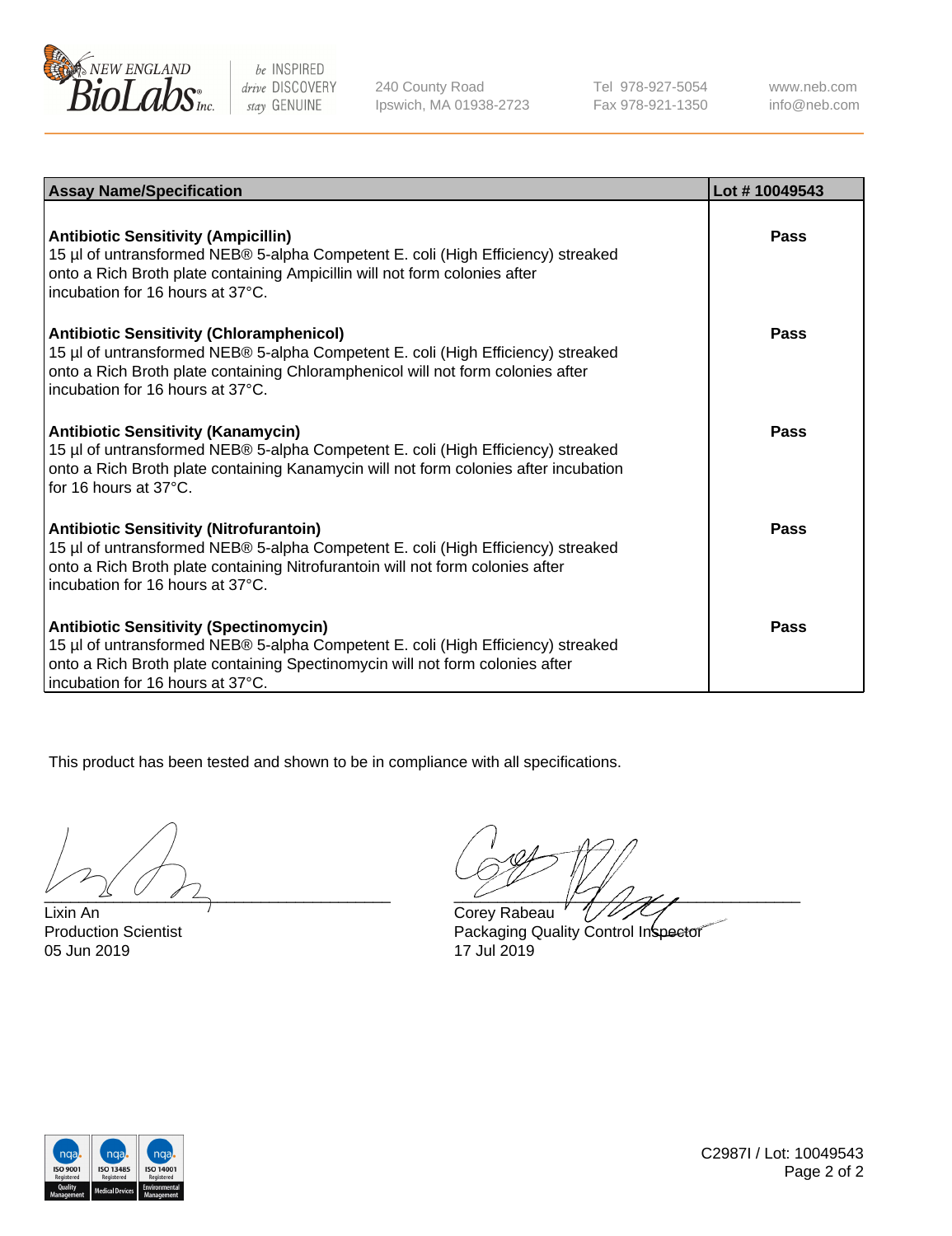| Assay Name/Specification | Lot # 10049543 |
|---|---|
| **Antibiotic Sensitivity (Ampicillin)**<br>15 µl of untransformed NEB® 5-alpha Competent E. coli (High Efficiency) streaked onto a Rich Broth plate containing Ampicillin will not form colonies after incubation for 16 hours at 37°C. | **Pass** |
| **Antibiotic Sensitivity (Chloramphenicol)**<br>15 µl of untransformed NEB® 5-alpha Competent E. coli (High Efficiency) streaked onto a Rich Broth plate containing Chloramphenicol will not form colonies after incubation for 16 hours at 37°C. | **Pass** |
| **Antibiotic Sensitivity (Kanamycin)**<br>15 µl of untransformed NEB® 5-alpha Competent E. coli (High Efficiency) streaked onto a Rich Broth plate containing Kanamycin will not form colonies after incubation for 16 hours at 37°C. | **Pass** |
| **Antibiotic Sensitivity (Nitrofurantoin)**<br>15 µl of untransformed NEB® 5-alpha Competent E. coli (High Efficiency) streaked onto a Rich Broth plate containing Nitrofurantoin will not form colonies after incubation for 16 hours at 37°C. | **Pass** |
| **Antibiotic Sensitivity (Spectinomycin)**<br>15 µl of untransformed NEB® 5-alpha Competent E. coli (High Efficiency) streaked onto a Rich Broth plate containing Spectinomycin will not form colonies after incubation for 16 hours at 37°C. | **Pass** |

This product has been tested and shown to be in compliance with all specifications.

Lixin An
Production Scientist
05 Jun 2019

Corey Rabeau
Packaging Quality Control Inspector
17 Jul 2019

C2987I / Lot: 10049543